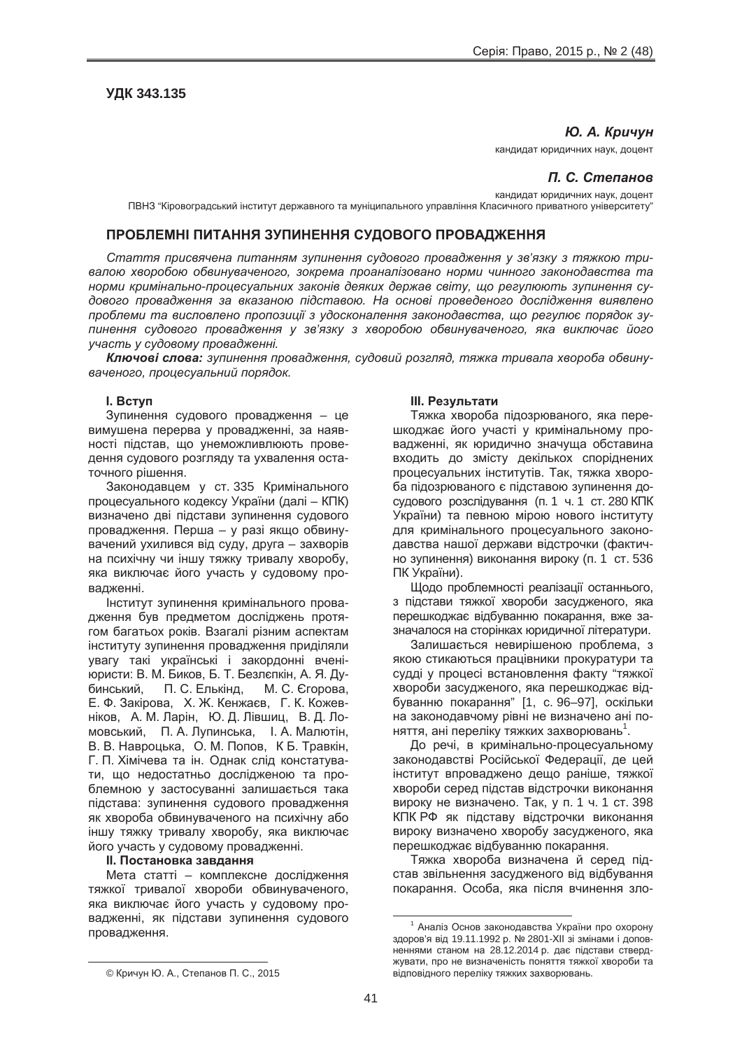**УДК 343.135**

***Ю. А. Кричун***

кандидат юридичних наук, доцент

***П. С. Степанов***

кандидат юридичних наук, доцент

ПВНЗ "Кіровоградський інститут державного та муніципального управління Класичного приватного університету"

## ПРОБЛЕМНІ ПИТАННЯ ЗУПИНЕННЯ СУДОВОГО ПРОВАДЖЕННЯ

*Стаття присвячена питанням зупинення судового провадження у зв'язку з тяжкою тривалою хворобою обвинуваченого, зокрема проаналізовано норми чинного законодавства та норми кримінально-процесуальних законів деяких держав світу, що регулюють зупинення судового провадження за вказаною підставою. На основі проведеного дослідження виявлено проблеми та висловлено пропозиції з удосконалення законодавства, що регулює порядок зупинення судового провадження у зв'язку з хворобою обвинуваченого, яка виключає його участь у судовому провадженні.*

***Ключові слова:** зупинення провадження, судовий розгляд, тяжка тривала хвороба обвинуваченого, процесуальний порядок.*

### I. Вступ

Зупинення судового провадження – це вимушена перерва у провадженні, за наявності підстав, що унеможливлюють проведення судового розгляду та ухвалення остаточного рішення.

Законодавцем у ст. 335 Кримінального процесуального кодексу України (далі – КПК) визначено дві підстави зупинення судового провадження. Перша – у разі якщо обвинувачений ухилився від суду, друга – захворів на психічну чи іншу тяжку тривалу хворобу, яка виключає його участь у судовому провадженні.

Інститут зупинення кримінального провадження був предметом досліджень протягом багатьох років. Взагалі різним аспектам інституту зупинення провадження приділяли увагу такі українські і закордонні вчені-юристи: В. М. Биков, Б. Т. Безлєпкін, А. Я. Дубинський, П. С. Елькінд, М. С. Єгорова, Е. Ф. Закірова, Х. Ж. Кенжаєв, Г. К. Кожевніков, А. М. Ларін, Ю. Д. Лівшиц, В. Д. Ломовський, П. А. Лупинська, І. А. Малютін, В. В. Навроцька, О. М. Попов, К Б. Травкін, Г. П. Хімічева та ін. Однак слід констатувати, що недостатньо дослідженою та проблемною у застосуванні залишається така підстава: зупинення судового провадження як хвороба обвинуваченого на психічну або іншу тяжку тривалу хворобу, яка виключає його участь у судовому провадженні.

### II. Постановка завдання

Мета статті – комплексне дослідження тяжкої тривалої хвороби обвинуваченого, яка виключає його участь у судовому провадженні, як підстави зупинення судового провадження.

### III. Результати

Тяжка хвороба підозрюваного, яка перешкоджає його участі у кримінальному провадженні, як юридично значуща обставина входить до змісту декількох споріднених процесуальних інститутів. Так, тяжка хвороба підозрюваного є підставою зупинення досудового розслідування (п. 1 ч. 1 ст. 280 КПК України) та певною мірою нового інституту для кримінального процесуального законодавства нашої держави відстрочки (фактично зупинення) виконання вироку (п. 1 ст. 536 ПК України).

Щодо проблемності реалізації останнього, з підстави тяжкої хвороби засудженого, яка перешкоджає відбуванню покарання, вже зазначалося на сторінках юридичної літератури.

Залишається невирішеною проблема, з якою стикаються працівники прокуратури та судді у процесі встановлення факту "тяжкої хвороби засудженого, яка перешкоджає відбуванню покарання" [1, с. 96–97], оскільки на законодавчому рівні не визначено ані поняття, ані переліку тяжких захворювань[1].

До речі, в кримінально-процесуальному законодавстві Російської Федерації, де цей інститут впроваджено дещо раніше, тяжкої хвороби серед підстав відстрочки виконання вироку не визначено. Так, у п. 1 ч. 1 ст. 398 КПК РФ як підставу відстрочки виконання вироку визначено хворобу засудженого, яка перешкоджає відбуванню покарання.

Тяжка хвороба визначена й серед підстав звільнення засудженого від відбування покарання. Особа, яка після вчинення зло-

---

© Кричун Ю. А., Степанов П. С., 2015

[1] Аналіз Основ законодавства України про охорону здоров'я від 19.11.1992 р. № 2801-XII зі змінами і доповненнями станом на 28.12.2014 р. дає підстави стверджувати, про не визначеність поняття тяжкої хвороби та відповідного переліку тяжких захворювань.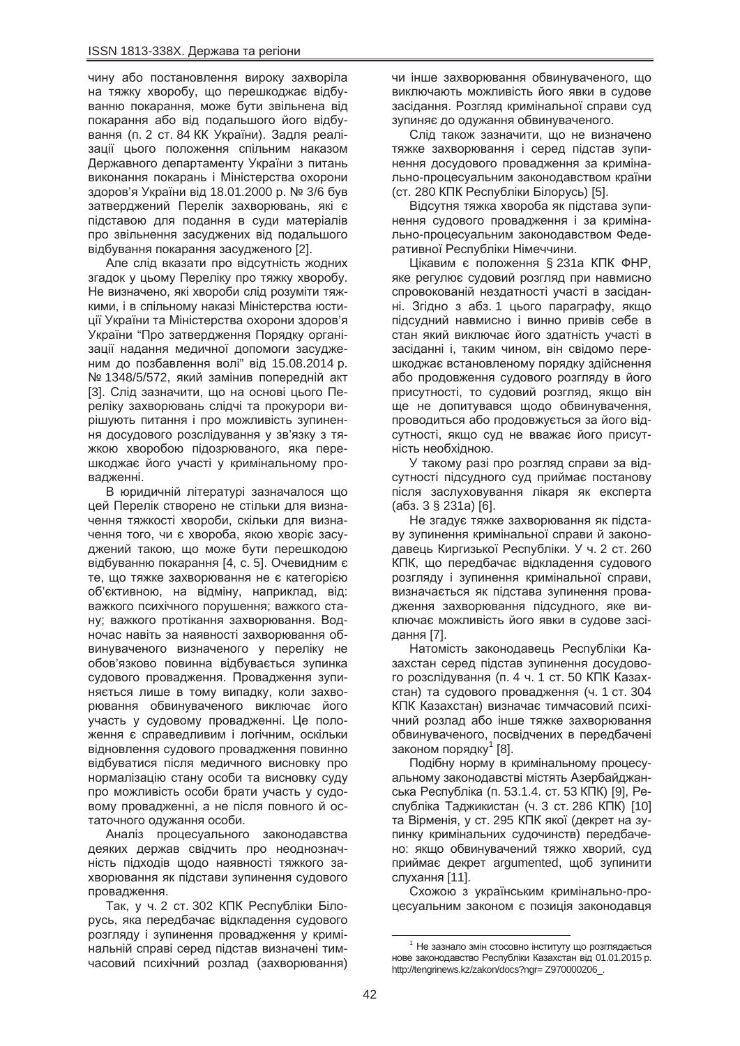чину або постановлення вироку захворіла на тяжку хворобу, що перешкоджає відбуванню покарання, може бути звільнена від покарання або від подальшого його відбування (п. 2 ст. 84 КК України). Задля реалізації цього положення спільним наказом Державного департаменту України з питань виконання покарань і Міністерства охорони здоров'я України від 18.01.2000 р. № 3/6 був затверджений Перелік захворювань, які є підставою для подання в суди матеріалів про звільнення засуджених від подальшого відбування покарання засудженого [2].

Але слід вказати про відсутність жодних згадок у цьому Переліку про тяжку хворобу. Не визначено, які хвороби слід розуміти тяжкими, і в спільному наказі Міністерства юстиції України та Міністерства охорони здоров'я України "Про затвердження Порядку організації надання медичної допомоги засудженим до позбавлення волі" від 15.08.2014 р. № 1348/5/572, який замінив попередній акт [3]. Слід зазначити, що на основі цього Переліку захворювань слідчі та прокурори вирішують питання і про можливість зупинення досудового розслідування у зв'язку з тяжкою хворобою підозрюваного, яка перешкоджає його участі у кримінальному провадженні.

В юридичній літературі зазначалося що цей Перелік створено не стільки для визначення тяжкості хвороби, скільки для визначення того, чи є хвороба, якою хворіє засуджений такою, що може бути перешкодою відбуванню покарання [4, с. 5]. Очевидним є те, що тяжке захворювання не є категорією об'єктивною, на відміну, наприклад, від: важкого психічного порушення; важкого стану; важкого протікання захворювання. Водночас навіть за наявності захворювання обвинуваченого визначеного у переліку не обов'язково повинна відбувається зупинка судового провадження. Провадження зупиняється лише в тому випадку, коли захворювання обвинуваченого виключає його участь у судовому провадженні. Це положення є справедливим і логічним, оскільки відновлення судового провадження повинно відбуватися після медичного висновку про нормалізацію стану особи та висновку суду про можливість особи брати участь у судовому провадженні, а не після повного й остаточного одужання особи.

Аналіз процесуального законодавства деяких держав свідчить про неоднозначність підходів щодо наявності тяжкого захворювання як підстави зупинення судового провадження.

Так, у ч. 2 ст. 302 КПК Республіки Білорусь, яка передбачає відкладення судового розгляду і зупинення провадження у кримінальній справі серед підстав визначені тимчасовий психічний розлад (захворювання) чи інше захворювання обвинуваченого, що виключають можливість його явки в судове засідання. Розгляд кримінальної справи суд зупиняє до одужання обвинуваченого.

Слід також зазначити, що не визначено тяжке захворювання і серед підстав зупинення досудового провадження за кримінально-процесуальним законодавством країни (ст. 280 КПК Республіки Білорусь) [5].

Відсутня тяжка хвороба як підстава зупинення судового провадження і за кримінально-процесуальним законодавством Федеративної Республіки Німеччини.

Цікавим є положення § 231а КПК ФНР, яке регулює судовий розгляд при навмисно спровокованій нездатності участі в засіданні. Згідно з абз. 1 цього параграфу, якщо підсудний навмисно і винно привів себе в стан який виключає його здатність участі в засіданні і, таким чином, він свідомо перешкоджає встановленому порядку здійснення або продовження судового розгляду в його присутності, то судовий розгляд, якщо він ще не допитувався щодо обвинувачення, проводиться або продовжується за його відсутності, якщо суд не вважає його присутність необхідною.

У такому разі про розгляд справи за відсутності підсудного суд приймає постанову після заслуховування лікаря як експерта (абз. 3 § 231а) [6].

Не згадує тяжке захворювання як підставу зупинення кримінальної справи й законодавець Киргизької Республіки. У ч. 2 ст. 260 КПК, що передбачає відкладення судового розгляду і зупинення кримінальної справи, визначається як підстава зупинення провадження захворювання підсудного, яке виключає можливість його явки в судове засідання [7].

Натомість законодавець Республіки Казахстан серед підстав зупинення досудового розслідування (п. 4 ч. 1 ст. 50 КПК Казахстан) та судового провадження (ч. 1 ст. 304 КПК Казахстан) визначає тимчасовий психічний розлад або інше тяжке захворювання обвинуваченого, посвідчених в передбачені законом порядку[1] [8].

Подібну норму в кримінальному процесуальному законодавстві містять Азербайджанська Республіка (п. 53.1.4. ст. 53 КПК) [9], Республіка Таджикистан (ч. 3 ст. 286 КПК) [10] та Вірменія, у ст. 295 КПК якої (декрет на зупинку кримінальних судочинств) передбачено: якщо обвинувачений тяжко хворий, суд приймає декрет argumented, щоб зупинити слухання [11].

Схожою з українським кримінально-процесуальним законом є позиція законодавця

---

[1] Не зазнало змін стосовно інституту що розглядається нове законодавство Республіки Казахстан від 01.01.2015 р. http://tengrinews.kz/zakon/docs?ngr= Z970000206_.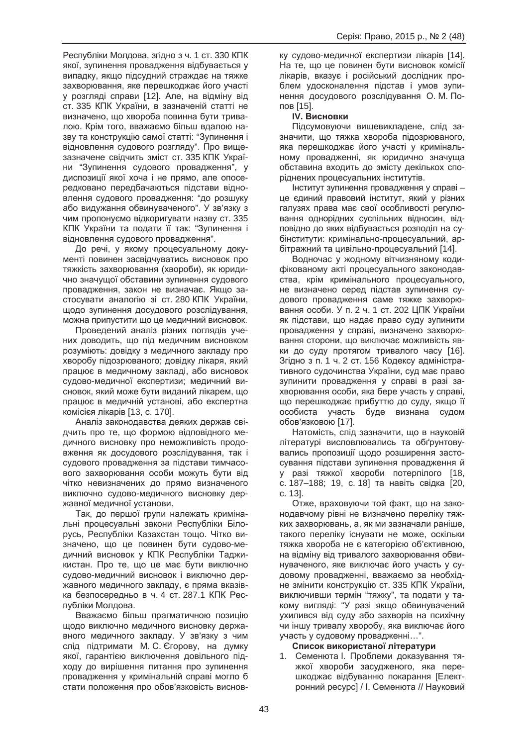Республіки Молдова, згідно з ч. 1 ст. 330 КПК якої, зупинення провадження відбувається у випадку, якщо підсудний страждає на тяжке захворювання, яке перешкоджає його участі у розгляді справи [12]. Але, на відміну від ст. 335 КПК України, в зазначеній статті не визначено, що хвороба повинна бути тривалою. Крім того, вважаємо більш вдалою назву та конструкцію самої статті: "Зупинення і відновлення судового розгляду". Про вищезазначене свідчить зміст ст. 335 КПК України "Зупинення судового провадження", у диспозиції якої хоча і не прямо, але опосередковано передбачаються підстави відновлення судового провадження: "до розшуку або видужання обвинуваченого". У зв'язку з чим пропонуємо відкоригувати назву ст. 335 КПК України та подати її так: "Зупинення і відновлення судового провадження".

До речі, у якому процесуальному документі повинен засвідчуватись висновок про тяжкість захворювання (хвороби), як юридично значущої обставини зупинення судового провадження, закон не визначає. Якщо застосувати аналогію зі ст. 280 КПК України, щодо зупинення досудового розслідування, можна припустити що це медичний висновок.

Проведений аналіз різних поглядів учених доводить, що під медичним висновком розуміють: довідку з медичного закладу про хворобу підозрюваного; довідку лікаря, який працює в медичному закладі, або висновок судово-медичної експертизи; медичний висновок, який може бути виданий лікарем, що працює в медичній установі, або експертна комісія лікарів [13, с. 170].

Аналіз законодавства деяких держав свідчить про те, що формою відповідного медичного висновку про неможливість продовження як досудового розслідування, так і судового провадження за підстави тимчасового захворювання особи можуть бути від чітко невизначених до прямо визначеного виключно судово-медичного висновку державної медичної установи.

Так, до першої групи належать кримінальні процесуальні закони Республіки Білорусь, Республіки Казахстан тощо. Чітко визначено, що це повинен бути судово-медичний висновок у КПК Республіки Таджикистан. Про те, що це має бути виключно судово-медичний висновок і виключно державного медичного закладу, є пряма вказівка безпосередньо в ч. 4 ст. 287.1 КПК Республіки Молдова.

Вважаємо більш прагматичною позицію щодо виключно медичного висновку державного медичного закладу. У зв'язку з чим слід підтримати М. С. Єгорову, на думку якої, гарантією виключення довільного підходу до вирішення питання про зупинення провадження у кримінальній справі могло б стати положення про обов'язковість висновку судово-медичної експертизи лікарів [14]. На те, що це повинен бути висновок комісії лікарів, вказує і російський дослідник проблем удосконалення підстав і умов зупинення досудового розслідування О. М. Попов [15].

## IV. Висновки

Підсумовуючи вищевикладене, слід зазначити, що тяжка хвороба підозрюваного, яка перешкоджає його участі у кримінальному провадженні, як юридично значуща обставина входить до змісту декількох споріднених процесуальних інститутів.

Інститут зупинення провадження у справі – це єдиний правовий інститут, який у різних галузях права має свої особливості регулювання однорідних суспільних відносин, відповідно до яких відбувається розподіл на субінститути: кримінально-процесуальний, арбітражний та цивільно-процесуальний [14].

Водночас у жодному вітчизняному кодифікованому акті процесуального законодавства, крім кримінального процесуального, не визначено серед підстав зупинення судового провадження саме тяжке захворювання особи. У п. 2 ч. 1 ст. 202 ЦПК України як підстави, що надає право суду зупинити провадження у справі, визначено захворювання сторони, що виключає можливість явки до суду протягом тривалого часу [16]. Згідно з п. 1 ч. 2 ст. 156 Кодексу адміністративного судочинства України, суд має право зупинити провадження у справі в разі захворювання особи, яка бере участь у справі, що перешкоджає прибуттю до суду, якщо її особиста участь буде визнана судом обов'язковою [17].

Натомість, слід зазначити, що в науковій літературі висловлювались та обґрунтовувались пропозиції щодо розширення застосування підстави зупинення провадження й у разі тяжкої хвороби потерпілого [18, с. 187–188; 19, с. 18] та навіть свідка [20, с. 13].

Отже, враховуючи той факт, що на законодавчому рівні не визначено переліку тяжких захворювань, а, як ми зазначали раніше, такого переліку існувати не може, оскільки тяжка хвороба не є категорією об'єктивною, на відміну від тривалого захворювання обвинуваченого, яке виключає його участь у судовому провадженні, вважаємо за необхідне змінити конструкцію ст. 335 КПК України, виключивши термін "тяжку", та подати у такому вигляді: "У разі якщо обвинувачений ухилився від суду або захворів на психічну чи іншу тривалу хворобу, яка виключає його участь у судовому провадженні…".

### Список використаної літератури

1. Семенюта І. Проблеми доказування тяжкої хвороби засудженого, яка перешкоджає відбуванню покарання [Електронний ресурс] / І. Семенюта // Науковий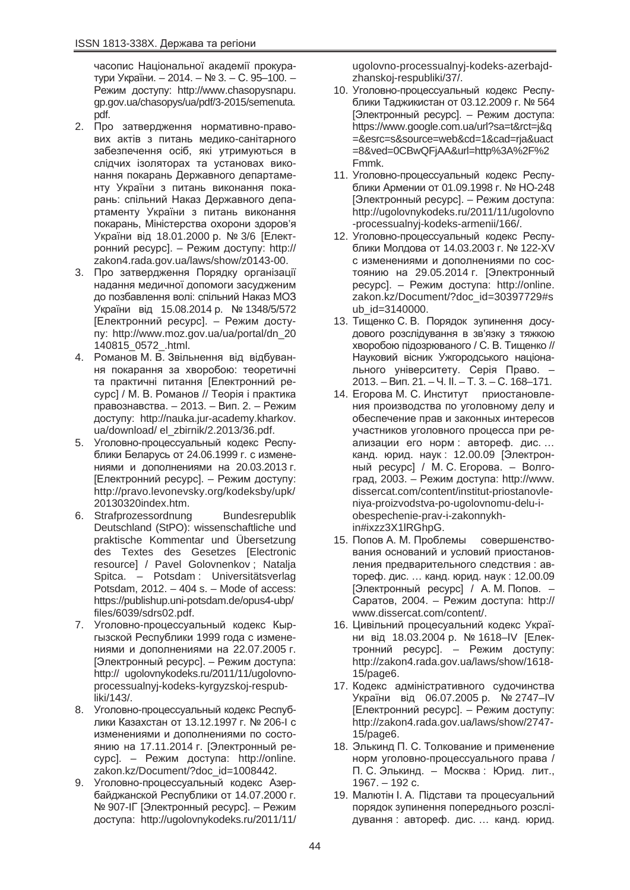часопис Національної академії прокуратури України. – 2014. – № 3. – С. 95–100. – Режим доступу: http://www.chasopysnapu.gp.gov.ua/chasopys/ua/pdf/3-2015/semenuta.pdf.

2. Про затвердження нормативно-правових актів з питань медико-санітарного забезпечення осіб, які утримуються в слідчих ізоляторах та установах виконання покарань Державного департаменту України з питань виконання покарань: спільний Наказ Державного департаменту України з питань виконання покарань, Міністерства охорони здоров'я України від 18.01.2000 р. № 3/6 [Електронний ресурс]. – Режим доступу: http://zakon4.rada.gov.ua/laws/show/z0143-00.
3. Про затвердження Порядку організації надання медичної допомоги засудженим до позбавлення волі: спільний Наказ МОЗ України від 15.08.2014 р. № 1348/5/572 [Електронний ресурс]. – Режим доступу: http://www.moz.gov.ua/ua/portal/dn_20140815_0572_.html.
4. Романов М. В. Звільнення від відбування покарання за хворобою: теоретичні та практичні питання [Електронний ресурс] / М. В. Романов // Теорія і практика правознавства. – 2013. – Вип. 2. – Режим доступу: http://nauka.jur-academy.kharkov.ua/download/ el_zbirnik/2.2013/36.pdf.
5. Уголовно-процессуальный кодекс Республики Беларусь от 24.06.1999 г. с изменениями и дополнениями на 20.03.2013 г. [Електронний ресурс]. – Режим доступу: http://pravo.levonevsky.org/kodeksby/upk/20130320index.htm.
6. Strafprozessordnung Bundesrepublik Deutschland (StPO): wissenschaftliche und praktische Kommentar und Übersetzung des Textes des Gesetzes [Electronic resource] / Pavel Golovnenkov ; Natalja Spitca. – Potsdam : Universitätsverlag Potsdam, 2012. – 404 s. – Mode of access: https://publishup.uni-potsdam.de/opus4-ubp/files/6039/sdrs02.pdf.
7. Уголовно-процессуальный кодекс Кыргызской Республики 1999 года с изменениями и дополнениями на 22.07.2005 г. [Электронный ресурс]. – Режим доступа: http:// ugolovnykodeks.ru/2011/11/ugolovno-processualnyj-kodeks-kyrgyzskoj-respubliki/143/.
8. Уголовно-процессуальный кодекс Республики Казахстан от 13.12.1997 г. № 206-I с изменениями и дополнениями по состоянию на 17.11.2014 г. [Электронный ресурс]. – Режим доступа: http://online.zakon.kz/Document/?doc_id=1008442.
9. Уголовно-процессуальный кодекс Азербайджанской Республики от 14.07.2000 г. № 907-IГ [Электронный ресурс]. – Режим доступа: http://ugolovnykodeks.ru/2011/11/ugolovno-processualnyj-kodeks-azerbajdzhanskoj-respubliki/37/.
10. Уголовно-процессуальный кодекс Республики Таджикистан от 03.12.2009 г. № 564 [Электронный ресурс]. – Режим доступа: https://www.google.com.ua/url?sa=t&rct=j&q=&esrc=s&source=web&cd=1&cad=rja&uact=8&ved=0CBwQFjAA&url=http%3A%2F%2Fmmk.
11. Уголовно-процессуальный кодекс Республики Армении от 01.09.1998 г. № НО-248 [Электронный ресурс]. – Режим доступа: http://ugolovnykodeks.ru/2011/11/ugolovno-processualnyj-kodeks-armenii/166/.
12. Уголовно-процессуальный кодекс Республики Молдова от 14.03.2003 г. № 122-XV с изменениями и дополнениями по состоянию на 29.05.2014 г. [Электронный ресурс]. – Режим доступа: http://online.zakon.kz/Document/?doc_id=30397729#sub_id=3140000.
13. Тищенко С. В. Порядок зупинення досудового розслідування в зв'язку з тяжкою хворобою підозрюваного / С. В. Тищенко // Науковий вісник Ужгородського національного університету. Серія Право. – 2013. – Вип. 21. – Ч. II. – Т. 3. – С. 168–171.
14. Егорова М. С. Институт приостановления производства по уголовному делу и обеспечение прав и законных интересов участников уголовного процесса при реализации его норм : автореф. дис. … канд. юрид. наук : 12.00.09 [Электронный ресурс] / М. С. Егорова. – Волгоград, 2003. – Режим доступа: http://www.dissercat.com/content/institut-priostanovleniya-proizvodstva-po-ugolovnomu-delu-i-obespechenie-prav-i-zakonnykh-in#ixzz3X1lRGhpG.
15. Попов А. М. Проблемы совершенствования оснований и условий приостановления предварительного следствия : автореф. дис. … канд. юрид. наук : 12.00.09 [Электронный ресурс] / А. М. Попов. – Саратов, 2004. – Режим доступа: http://www.dissercat.com/content/.
16. Цивільний процесуальний кодекс України від 18.03.2004 р. № 1618–IV [Електронний ресурс]. – Режим доступу: http://zakon4.rada.gov.ua/laws/show/1618-15/page6.
17. Кодекс адміністративного судочинства України від 06.07.2005 р. № 2747–IV [Електронний ресурс]. – Режим доступу: http://zakon4.rada.gov.ua/laws/show/2747-15/page6.
18. Элькинд П. С. Толкование и применение норм уголовно-процессуального права / П. С. Элькинд. – Москва : Юрид. лит., 1967. – 192 с.
19. Малютін І. А. Підстави та процесуальний порядок зупинення попереднього розслідування : автореф. дис. … канд. юрид.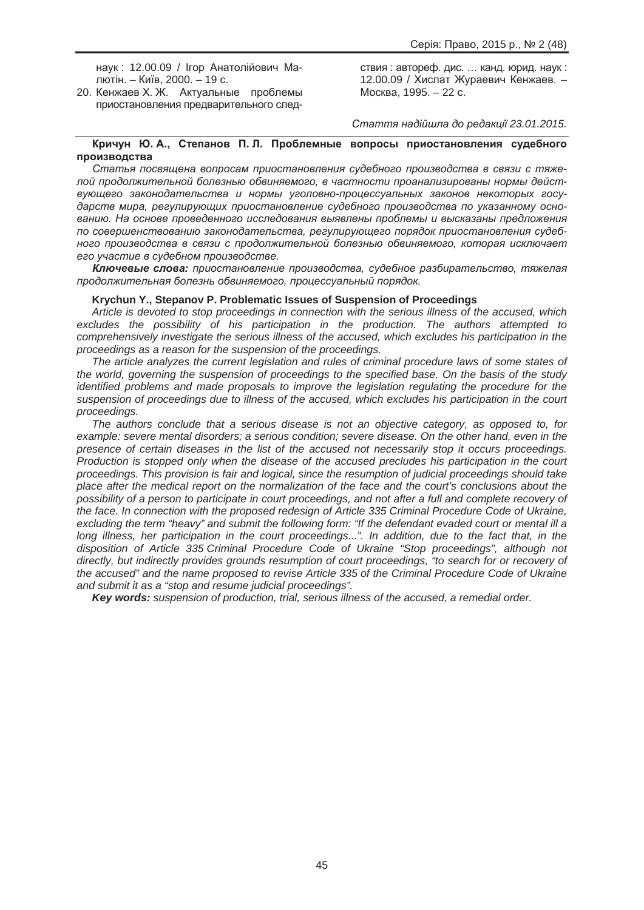наук : 12.00.09 / Ігор Анатолійович Малютін. – Київ, 2000. – 19 с.

20. Кенжаев Х. Ж. Актуальные проблемы приостановления предварительного следствия : автореф. дис. … канд. юрид. наук : 12.00.09 / Хислат Жураевич Кенжаев. – Москва, 1995. – 22 с.

*Стаття надійшла до редакції 23.01.2015.*

**Кричун Ю. А., Степанов П. Л. Проблемные вопросы приостановления судебного производства**

*Статья посвящена вопросам приостановления судебного производства в связи с тяжелой продолжительной болезнью обвиняемого, в частности проанализированы нормы действующего законодательства и нормы уголовно-процессуальных законов некоторых государств мира, регулирующих приостановление судебного производства по указанному основанию. На основе проведенного исследования выявлены проблемы и высказаны предложения по совершенствованию законодательства, регулирующего порядок приостановления судебного производства в связи с продолжительной болезнью обвиняемого, которая исключает его участие в судебном производстве.*

***Ключевые слова:*** *приостановление производства, судебное разбирательство, тяжелая продолжительная болезнь обвиняемого, процессуальный порядок.*

**Krychun Y., Stepanov P. Problematic Issues of Suspension of Proceedings**

*Article is devoted to stop proceedings in connection with the serious illness of the accused, which excludes the possibility of his participation in the production. The authors attempted to comprehensively investigate the serious illness of the accused, which excludes his participation in the proceedings as a reason for the suspension of the proceedings.*

*The article analyzes the current legislation and rules of criminal procedure laws of some states of the world, governing the suspension of proceedings to the specified base. On the basis of the study identified problems and made proposals to improve the legislation regulating the procedure for the suspension of proceedings due to illness of the accused, which excludes his participation in the court proceedings.*

*The authors conclude that a serious disease is not an objective category, as opposed to, for example: severe mental disorders; a serious condition; severe disease. On the other hand, even in the presence of certain diseases in the list of the accused not necessarily stop it occurs proceedings. Production is stopped only when the disease of the accused precludes his participation in the court proceedings. This provision is fair and logical, since the resumption of judicial proceedings should take place after the medical report on the normalization of the face and the court's conclusions about the possibility of a person to participate in court proceedings, and not after a full and complete recovery of the face. In connection with the proposed redesign of Article 335 Criminal Procedure Code of Ukraine, excluding the term "heavy" and submit the following form: "If the defendant evaded court or mental ill a long illness, her participation in the court proceedings...". In addition, due to the fact that, in the disposition of Article 335 Criminal Procedure Code of Ukraine "Stop proceedings", although not directly, but indirectly provides grounds resumption of court proceedings, "to search for or recovery of the accused" and the name proposed to revise Article 335 of the Criminal Procedure Code of Ukraine and submit it as a "stop and resume judicial proceedings".*

***Key words:*** *suspension of production, trial, serious illness of the accused, a remedial order.*